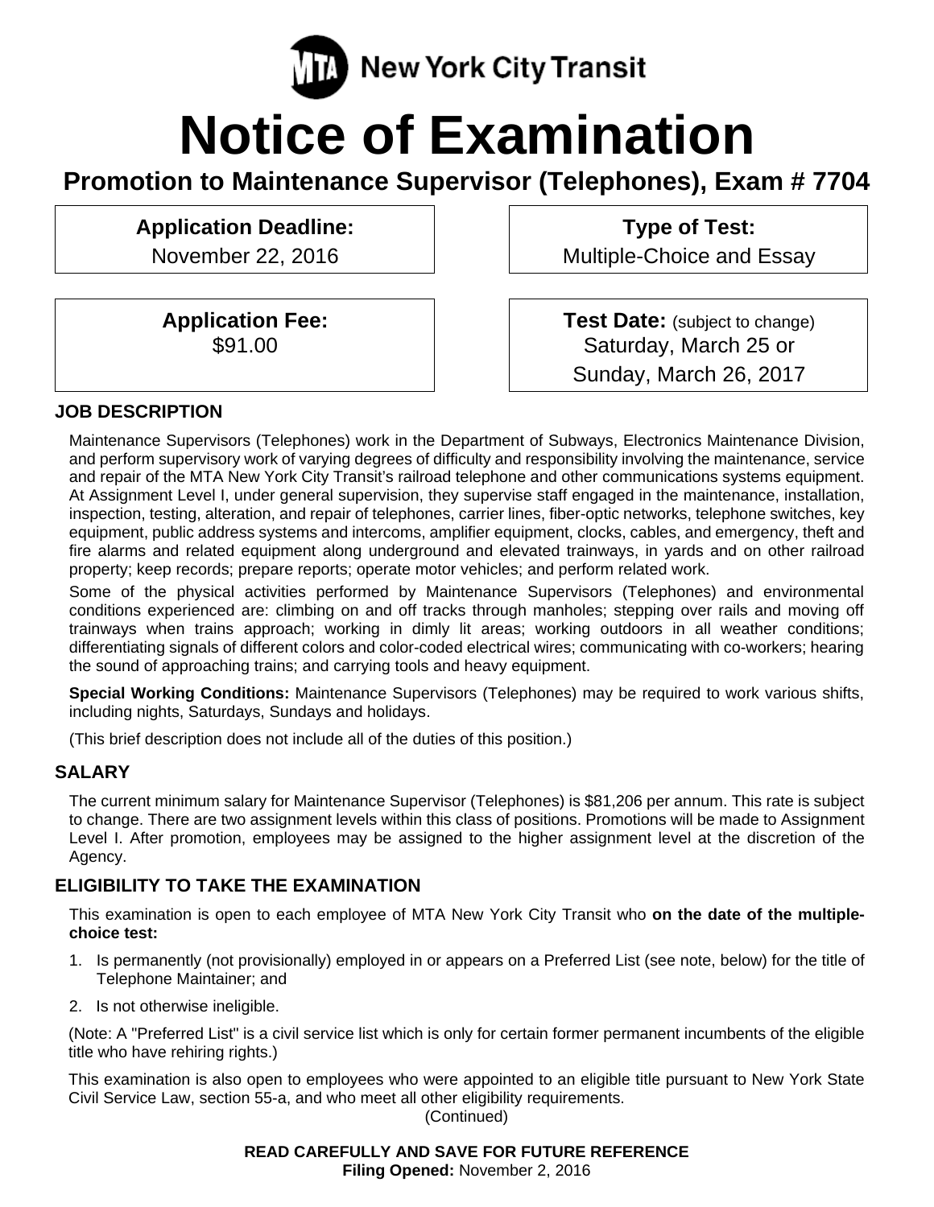MTA New York City Transit

# Notice of Examination

## Promotion to Maintenance Supervisor (Telephones), Exam # 7704

**Application Deadline:**
November 22, 2016

**Type of Test:**
Multiple-Choice and Essay

**Application Fee:**
$91.00

**Test Date:** (subject to change)
Saturday, March 25 or
Sunday, March 26, 2017

### JOB DESCRIPTION

Maintenance Supervisors (Telephones) work in the Department of Subways, Electronics Maintenance Division, and perform supervisory work of varying degrees of difficulty and responsibility involving the maintenance, service and repair of the MTA New York City Transit's railroad telephone and other communications systems equipment. At Assignment Level I, under general supervision, they supervise staff engaged in the maintenance, installation, inspection, testing, alteration, and repair of telephones, carrier lines, fiber-optic networks, telephone switches, key equipment, public address systems and intercoms, amplifier equipment, clocks, cables, and emergency, theft and fire alarms and related equipment along underground and elevated trainways, in yards and on other railroad property; keep records; prepare reports; operate motor vehicles; and perform related work.

Some of the physical activities performed by Maintenance Supervisors (Telephones) and environmental conditions experienced are: climbing on and off tracks through manholes; stepping over rails and moving off trainways when trains approach; working in dimly lit areas; working outdoors in all weather conditions; differentiating signals of different colors and color-coded electrical wires; communicating with co-workers; hearing the sound of approaching trains; and carrying tools and heavy equipment.

**Special Working Conditions:** Maintenance Supervisors (Telephones) may be required to work various shifts, including nights, Saturdays, Sundays and holidays.

(This brief description does not include all of the duties of this position.)

### SALARY

The current minimum salary for Maintenance Supervisor (Telephones) is $81,206 per annum. This rate is subject to change. There are two assignment levels within this class of positions. Promotions will be made to Assignment Level I. After promotion, employees may be assigned to the higher assignment level at the discretion of the Agency.

### ELIGIBILITY TO TAKE THE EXAMINATION

This examination is open to each employee of MTA New York City Transit who **on the date of the multiple-choice test:**

1. Is permanently (not provisionally) employed in or appears on a Preferred List (see note, below) for the title of Telephone Maintainer; and
2. Is not otherwise ineligible.

(Note: A "Preferred List" is a civil service list which is only for certain former permanent incumbents of the eligible title who have rehiring rights.)

This examination is also open to employees who were appointed to an eligible title pursuant to New York State Civil Service Law, section 55-a, and who meet all other eligibility requirements.

(Continued)

**READ CAREFULLY AND SAVE FOR FUTURE REFERENCE**
**Filing Opened:** November 2, 2016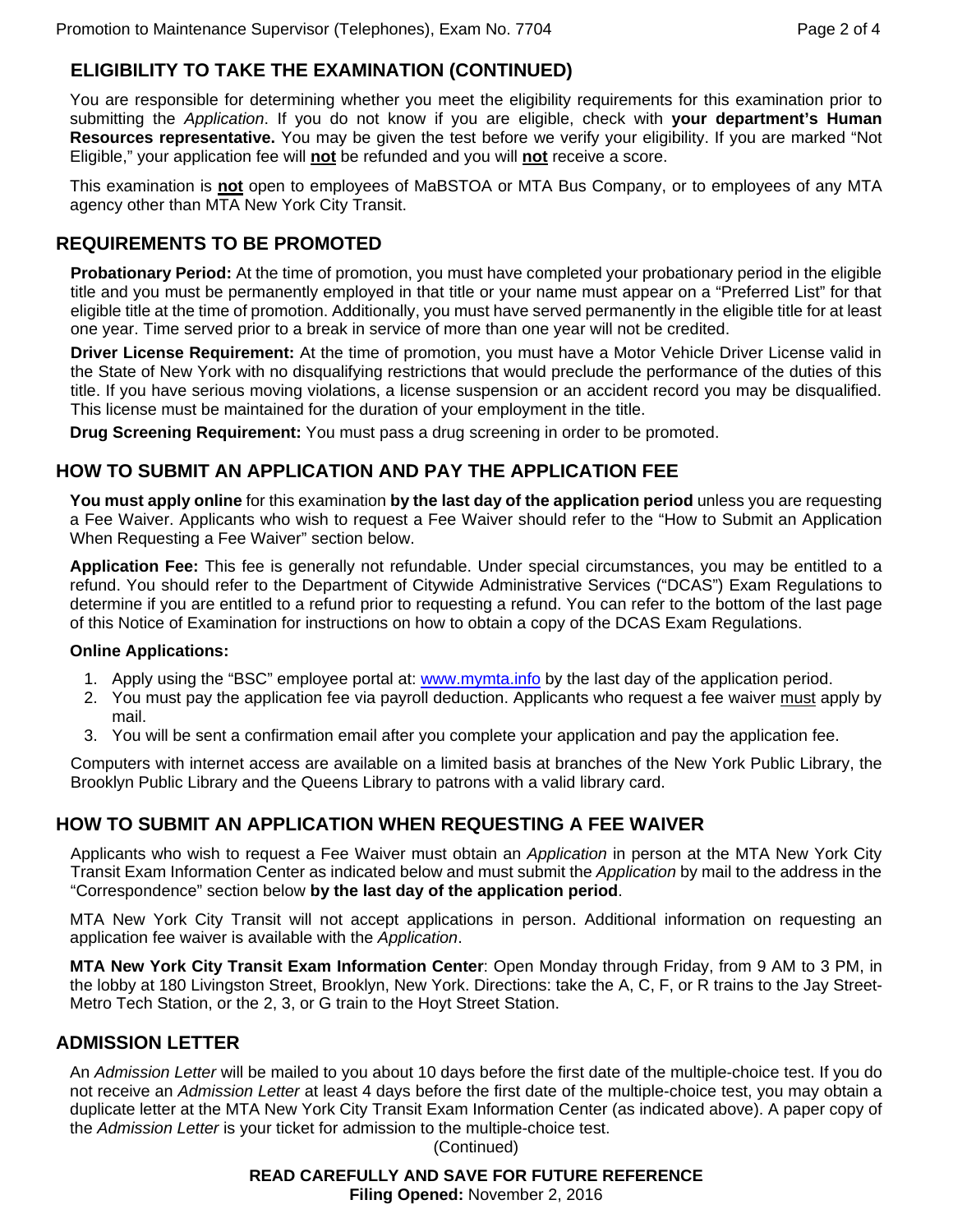## ELIGIBILITY TO TAKE THE EXAMINATION (CONTINUED)

You are responsible for determining whether you meet the eligibility requirements for this examination prior to submitting the *Application*. If you do not know if you are eligible, check with **your department's Human Resources representative.** You may be given the test before we verify your eligibility. If you are marked "Not Eligible," your application fee will **not** be refunded and you will **not** receive a score.

This examination is **not** open to employees of MaBSTOA or MTA Bus Company, or to employees of any MTA agency other than MTA New York City Transit.

## REQUIREMENTS TO BE PROMOTED

**Probationary Period:** At the time of promotion, you must have completed your probationary period in the eligible title and you must be permanently employed in that title or your name must appear on a "Preferred List" for that eligible title at the time of promotion. Additionally, you must have served permanently in the eligible title for at least one year. Time served prior to a break in service of more than one year will not be credited.

**Driver License Requirement:** At the time of promotion, you must have a Motor Vehicle Driver License valid in the State of New York with no disqualifying restrictions that would preclude the performance of the duties of this title. If you have serious moving violations, a license suspension or an accident record you may be disqualified. This license must be maintained for the duration of your employment in the title.

**Drug Screening Requirement:** You must pass a drug screening in order to be promoted.

## HOW TO SUBMIT AN APPLICATION AND PAY THE APPLICATION FEE

**You must apply online** for this examination **by the last day of the application period** unless you are requesting a Fee Waiver. Applicants who wish to request a Fee Waiver should refer to the "How to Submit an Application When Requesting a Fee Waiver" section below.

**Application Fee:** This fee is generally not refundable. Under special circumstances, you may be entitled to a refund. You should refer to the Department of Citywide Administrative Services ("DCAS") Exam Regulations to determine if you are entitled to a refund prior to requesting a refund. You can refer to the bottom of the last page of this Notice of Examination for instructions on how to obtain a copy of the DCAS Exam Regulations.

**Online Applications:**

1. Apply using the "BSC" employee portal at: www.mymta.info by the last day of the application period.
2. You must pay the application fee via payroll deduction. Applicants who request a fee waiver must apply by mail.
3. You will be sent a confirmation email after you complete your application and pay the application fee.

Computers with internet access are available on a limited basis at branches of the New York Public Library, the Brooklyn Public Library and the Queens Library to patrons with a valid library card.

## HOW TO SUBMIT AN APPLICATION WHEN REQUESTING A FEE WAIVER

Applicants who wish to request a Fee Waiver must obtain an *Application* in person at the MTA New York City Transit Exam Information Center as indicated below and must submit the *Application* by mail to the address in the "Correspondence" section below **by the last day of the application period**.

MTA New York City Transit will not accept applications in person. Additional information on requesting an application fee waiver is available with the *Application*.

**MTA New York City Transit Exam Information Center**: Open Monday through Friday, from 9 AM to 3 PM, in the lobby at 180 Livingston Street, Brooklyn, New York. Directions: take the A, C, F, or R trains to the Jay Street-Metro Tech Station, or the 2, 3, or G train to the Hoyt Street Station.

## ADMISSION LETTER

An *Admission Letter* will be mailed to you about 10 days before the first date of the multiple-choice test. If you do not receive an *Admission Letter* at least 4 days before the first date of the multiple-choice test, you may obtain a duplicate letter at the MTA New York City Transit Exam Information Center (as indicated above). A paper copy of the *Admission Letter* is your ticket for admission to the multiple-choice test.

(Continued)

**READ CAREFULLY AND SAVE FOR FUTURE REFERENCE**
**Filing Opened:** November 2, 2016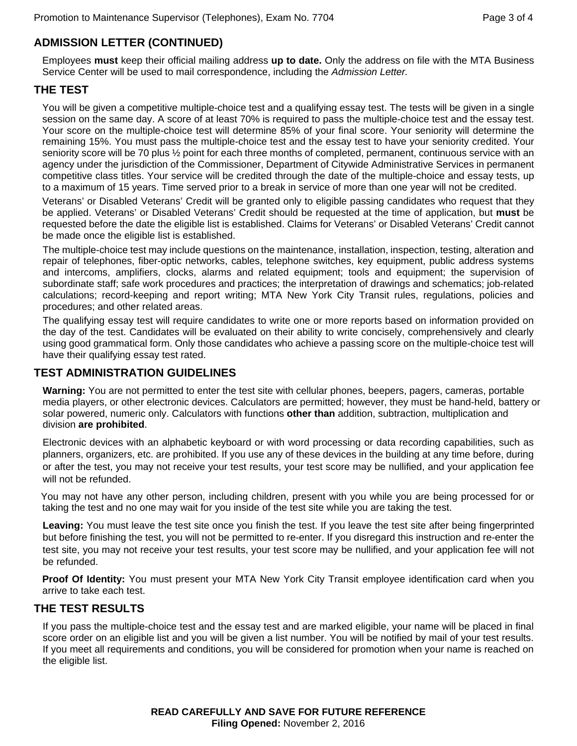## ADMISSION LETTER (CONTINUED)

Employees **must** keep their official mailing address **up to date.** Only the address on file with the MTA Business Service Center will be used to mail correspondence, including the *Admission Letter.*

## THE TEST

You will be given a competitive multiple-choice test and a qualifying essay test. The tests will be given in a single session on the same day. A score of at least 70% is required to pass the multiple-choice test and the essay test. Your score on the multiple-choice test will determine 85% of your final score. Your seniority will determine the remaining 15%. You must pass the multiple-choice test and the essay test to have your seniority credited. Your seniority score will be 70 plus ½ point for each three months of completed, permanent, continuous service with an agency under the jurisdiction of the Commissioner, Department of Citywide Administrative Services in permanent competitive class titles. Your service will be credited through the date of the multiple-choice and essay tests, up to a maximum of 15 years. Time served prior to a break in service of more than one year will not be credited.

Veterans' or Disabled Veterans' Credit will be granted only to eligible passing candidates who request that they be applied. Veterans' or Disabled Veterans' Credit should be requested at the time of application, but **must** be requested before the date the eligible list is established. Claims for Veterans' or Disabled Veterans' Credit cannot be made once the eligible list is established.

The multiple-choice test may include questions on the maintenance, installation, inspection, testing, alteration and repair of telephones, fiber-optic networks, cables, telephone switches, key equipment, public address systems and intercoms, amplifiers, clocks, alarms and related equipment; tools and equipment; the supervision of subordinate staff; safe work procedures and practices; the interpretation of drawings and schematics; job-related calculations; record-keeping and report writing; MTA New York City Transit rules, regulations, policies and procedures; and other related areas.

The qualifying essay test will require candidates to write one or more reports based on information provided on the day of the test. Candidates will be evaluated on their ability to write concisely, comprehensively and clearly using good grammatical form. Only those candidates who achieve a passing score on the multiple-choice test will have their qualifying essay test rated.

## TEST ADMINISTRATION GUIDELINES

**Warning:** You are not permitted to enter the test site with cellular phones, beepers, pagers, cameras, portable media players, or other electronic devices. Calculators are permitted; however, they must be hand-held, battery or solar powered, numeric only. Calculators with functions **other than** addition, subtraction, multiplication and division **are prohibited**.

Electronic devices with an alphabetic keyboard or with word processing or data recording capabilities, such as planners, organizers, etc. are prohibited. If you use any of these devices in the building at any time before, during or after the test, you may not receive your test results, your test score may be nullified, and your application fee will not be refunded.

You may not have any other person, including children, present with you while you are being processed for or taking the test and no one may wait for you inside of the test site while you are taking the test.

**Leaving:** You must leave the test site once you finish the test. If you leave the test site after being fingerprinted but before finishing the test, you will not be permitted to re-enter. If you disregard this instruction and re-enter the test site, you may not receive your test results, your test score may be nullified, and your application fee will not be refunded.

**Proof Of Identity:** You must present your MTA New York City Transit employee identification card when you arrive to take each test.

## THE TEST RESULTS

If you pass the multiple-choice test and the essay test and are marked eligible, your name will be placed in final score order on an eligible list and you will be given a list number. You will be notified by mail of your test results. If you meet all requirements and conditions, you will be considered for promotion when your name is reached on the eligible list.

**READ CAREFULLY AND SAVE FOR FUTURE REFERENCE**
**Filing Opened:** November 2, 2016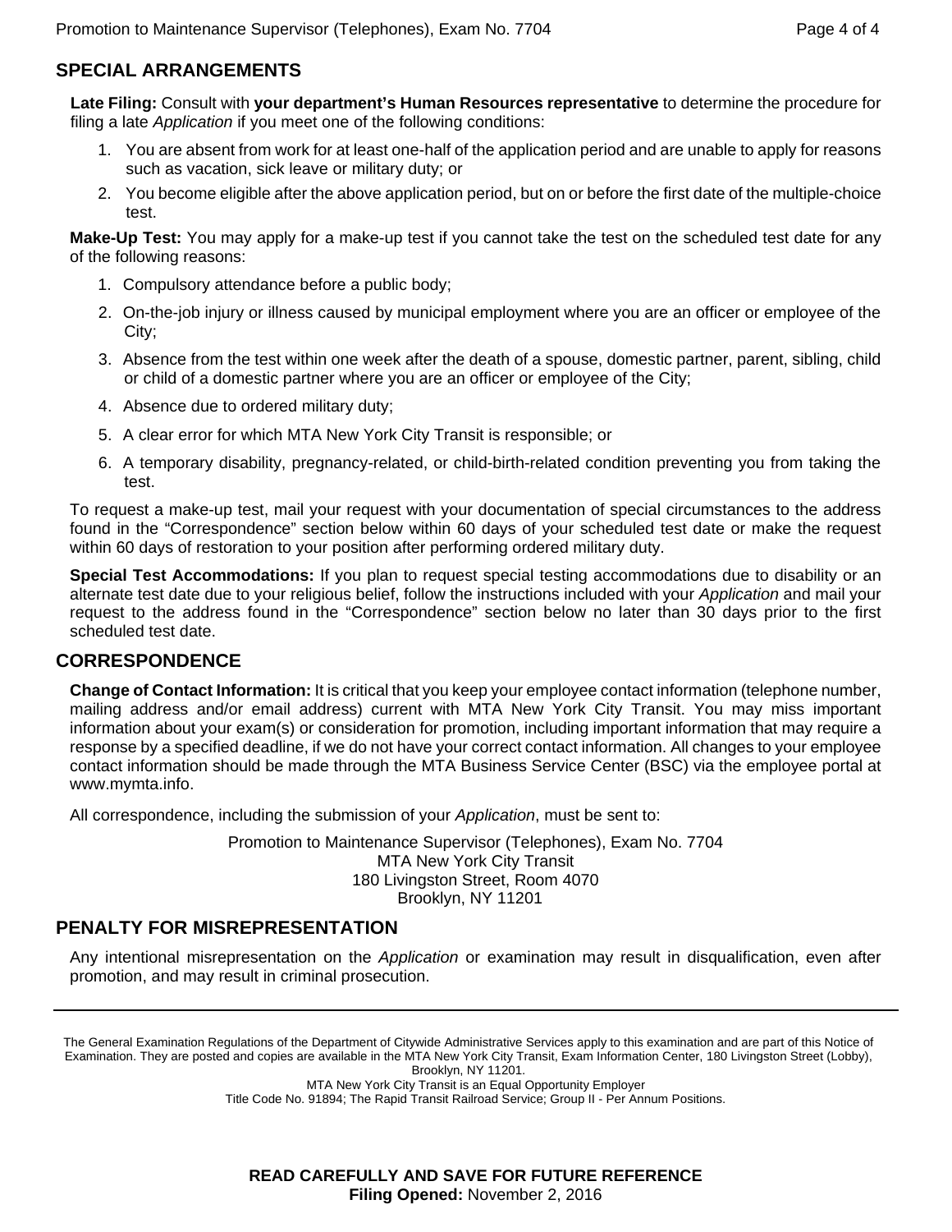## SPECIAL ARRANGEMENTS

**Late Filing:** Consult with **your department's Human Resources representative** to determine the procedure for filing a late *Application* if you meet one of the following conditions:

1. You are absent from work for at least one-half of the application period and are unable to apply for reasons such as vacation, sick leave or military duty; or
2. You become eligible after the above application period, but on or before the first date of the multiple-choice test.

**Make-Up Test:** You may apply for a make-up test if you cannot take the test on the scheduled test date for any of the following reasons:

1. Compulsory attendance before a public body;
2. On-the-job injury or illness caused by municipal employment where you are an officer or employee of the City;
3. Absence from the test within one week after the death of a spouse, domestic partner, parent, sibling, child or child of a domestic partner where you are an officer or employee of the City;
4. Absence due to ordered military duty;
5. A clear error for which MTA New York City Transit is responsible; or
6. A temporary disability, pregnancy-related, or child-birth-related condition preventing you from taking the test.

To request a make-up test, mail your request with your documentation of special circumstances to the address found in the "Correspondence" section below within 60 days of your scheduled test date or make the request within 60 days of restoration to your position after performing ordered military duty.

**Special Test Accommodations:** If you plan to request special testing accommodations due to disability or an alternate test date due to your religious belief, follow the instructions included with your *Application* and mail your request to the address found in the "Correspondence" section below no later than 30 days prior to the first scheduled test date.

## CORRESPONDENCE

**Change of Contact Information:** It is critical that you keep your employee contact information (telephone number, mailing address and/or email address) current with MTA New York City Transit. You may miss important information about your exam(s) or consideration for promotion, including important information that may require a response by a specified deadline, if we do not have your correct contact information. All changes to your employee contact information should be made through the MTA Business Service Center (BSC) via the employee portal at www.mymta.info.

All correspondence, including the submission of your *Application*, must be sent to:

Promotion to Maintenance Supervisor (Telephones), Exam No. 7704
MTA New York City Transit
180 Livingston Street, Room 4070
Brooklyn, NY 11201

## PENALTY FOR MISREPRESENTATION

Any intentional misrepresentation on the *Application* or examination may result in disqualification, even after promotion, and may result in criminal prosecution.

---

The General Examination Regulations of the Department of Citywide Administrative Services apply to this examination and are part of this Notice of Examination. They are posted and copies are available in the MTA New York City Transit, Exam Information Center, 180 Livingston Street (Lobby), Brooklyn, NY 11201.
MTA New York City Transit is an Equal Opportunity Employer
Title Code No. 91894; The Rapid Transit Railroad Service; Group II - Per Annum Positions.

**READ CAREFULLY AND SAVE FOR FUTURE REFERENCE**
**Filing Opened:** November 2, 2016